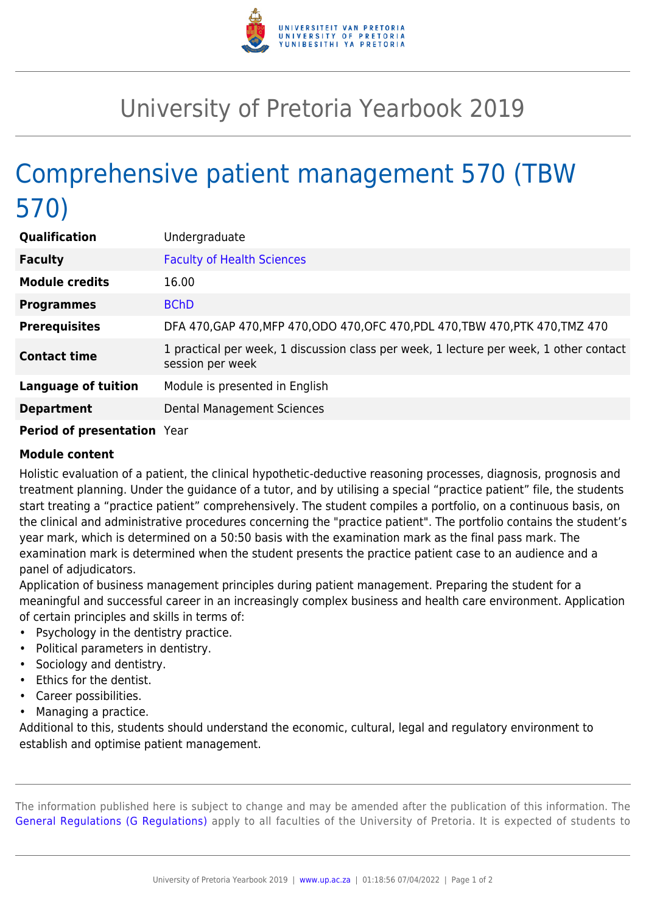# University of Pretoria Yearbook 2019

# Comprehensive patient management 570 (TBW 570)

| | |
|---|---|
| **Qualification** | Undergraduate |
| **Faculty** | Faculty of Health Sciences |
| **Module credits** | 16.00 |
| **Programmes** | BChD |
| **Prerequisites** | DFA 470,GAP 470,MFP 470,ODO 470,OFC 470,PDL 470,TBW 470,PTK 470,TMZ 470 |
| **Contact time** | 1 practical per week, 1 discussion class per week, 1 lecture per week, 1 other contact session per week |
| **Language of tuition** | Module is presented in English |
| **Department** | Dental Management Sciences |
| **Period of presentation** | Year |

**Module content**

Holistic evaluation of a patient, the clinical hypothetic-deductive reasoning processes, diagnosis, prognosis and treatment planning. Under the guidance of a tutor, and by utilising a special "practice patient" file, the students start treating a "practice patient" comprehensively. The student compiles a portfolio, on a continuous basis, on the clinical and administrative procedures concerning the "practice patient". The portfolio contains the student's year mark, which is determined on a 50:50 basis with the examination mark as the final pass mark. The examination mark is determined when the student presents the practice patient case to an audience and a panel of adjudicators.

Application of business management principles during patient management. Preparing the student for a meaningful and successful career in an increasingly complex business and health care environment. Application of certain principles and skills in terms of:

- Psychology in the dentistry practice.
- Political parameters in dentistry.
- Sociology and dentistry.
- Ethics for the dentist.
- Career possibilities.
- Managing a practice.

Additional to this, students should understand the economic, cultural, legal and regulatory environment to establish and optimise patient management.

The information published here is subject to change and may be amended after the publication of this information. The General Regulations (G Regulations) apply to all faculties of the University of Pretoria. It is expected of students to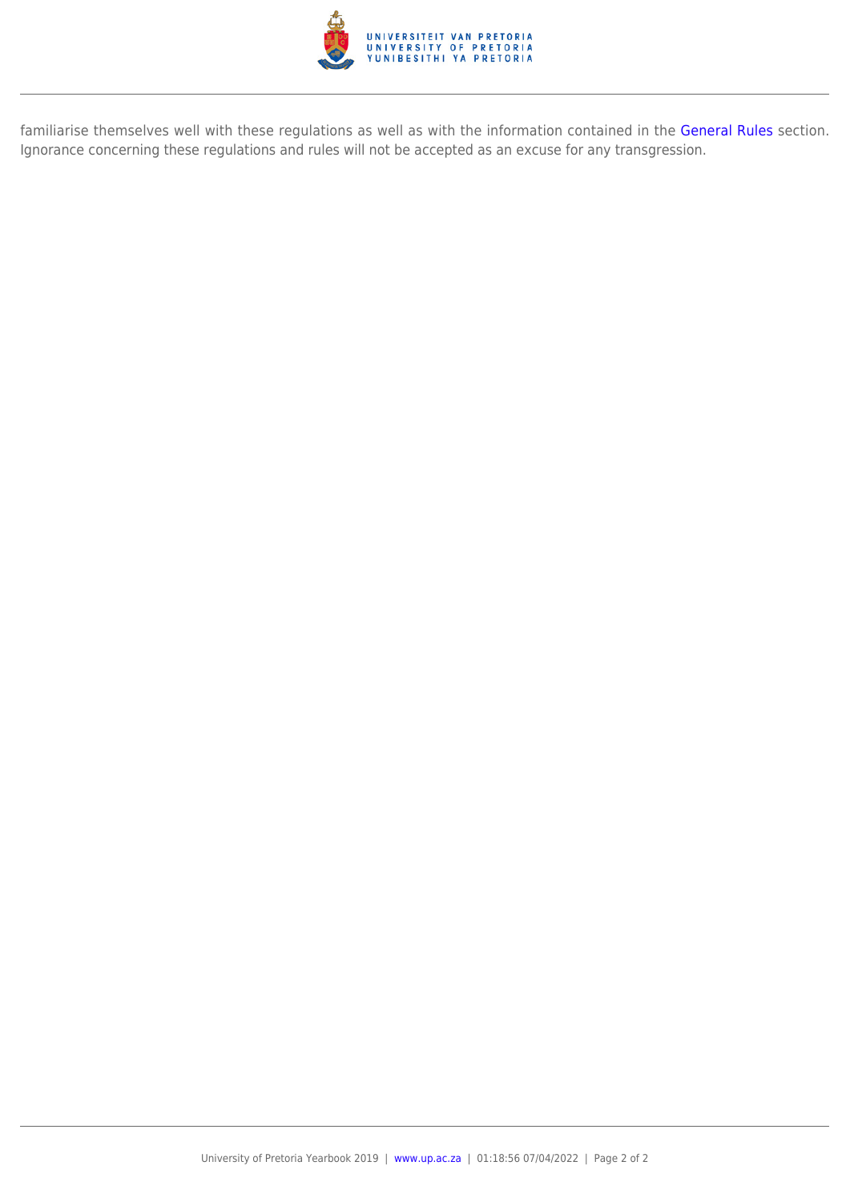familiarise themselves well with these regulations as well as with the information contained in the General Rules section. Ignorance concerning these regulations and rules will not be accepted as an excuse for any transgression.